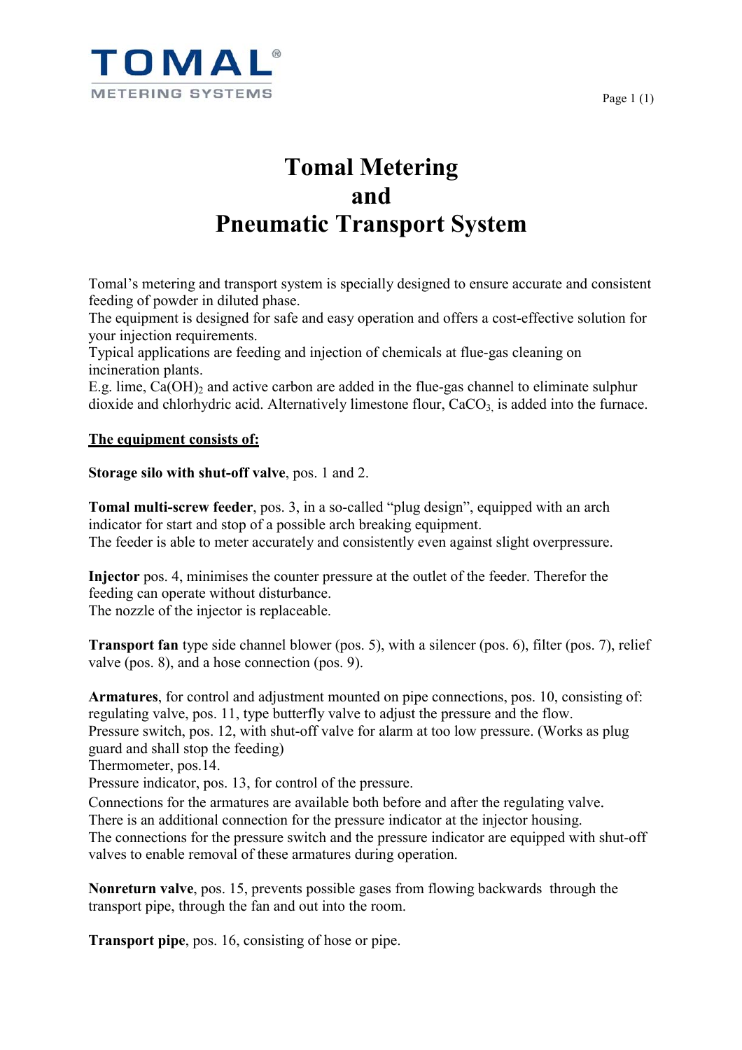# Tomal Metering and Pneumatic Transport System

Tomal's metering and transport system is specially designed to ensure accurate and consistent feeding of powder in diluted phase.
The equipment is designed for safe and easy operation and offers a cost-effective solution for your injection requirements.
Typical applications are feeding and injection of chemicals at flue-gas cleaning on incineration plants.
E.g. lime, $Ca(OH)_2$ and active carbon are added in the flue-gas channel to eliminate sulphur dioxide and chlorhydric acid. Alternatively limestone flour, $CaCO_3$, is added into the furnace.

**The equipment consists of:**

**Storage silo with shut-off valve**, pos. 1 and 2.

**Tomal multi-screw feeder**, pos. 3, in a so-called "plug design", equipped with an arch indicator for start and stop of a possible arch breaking equipment.
The feeder is able to meter accurately and consistently even against slight overpressure.

**Injector** pos. 4, minimises the counter pressure at the outlet of the feeder. Therefor the feeding can operate without disturbance.
The nozzle of the injector is replaceable.

**Transport fan** type side channel blower (pos. 5), with a silencer (pos. 6), filter (pos. 7), relief valve (pos. 8), and a hose connection (pos. 9).

**Armatures**, for control and adjustment mounted on pipe connections, pos. 10, consisting of:
regulating valve, pos. 11, type butterfly valve to adjust the pressure and the flow.
Pressure switch, pos. 12, with shut-off valve for alarm at too low pressure. (Works as plug guard and shall stop the feeding)
Thermometer, pos.14.
Pressure indicator, pos. 13, for control of the pressure.
Connections for the armatures are available both before and after the regulating valve.
There is an additional connection for the pressure indicator at the injector housing.
The connections for the pressure switch and the pressure indicator are equipped with shut-off valves to enable removal of these armatures during operation.

**Nonreturn valve**, pos. 15, prevents possible gases from flowing backwards through the transport pipe, through the fan and out into the room.

**Transport pipe**, pos. 16, consisting of hose or pipe.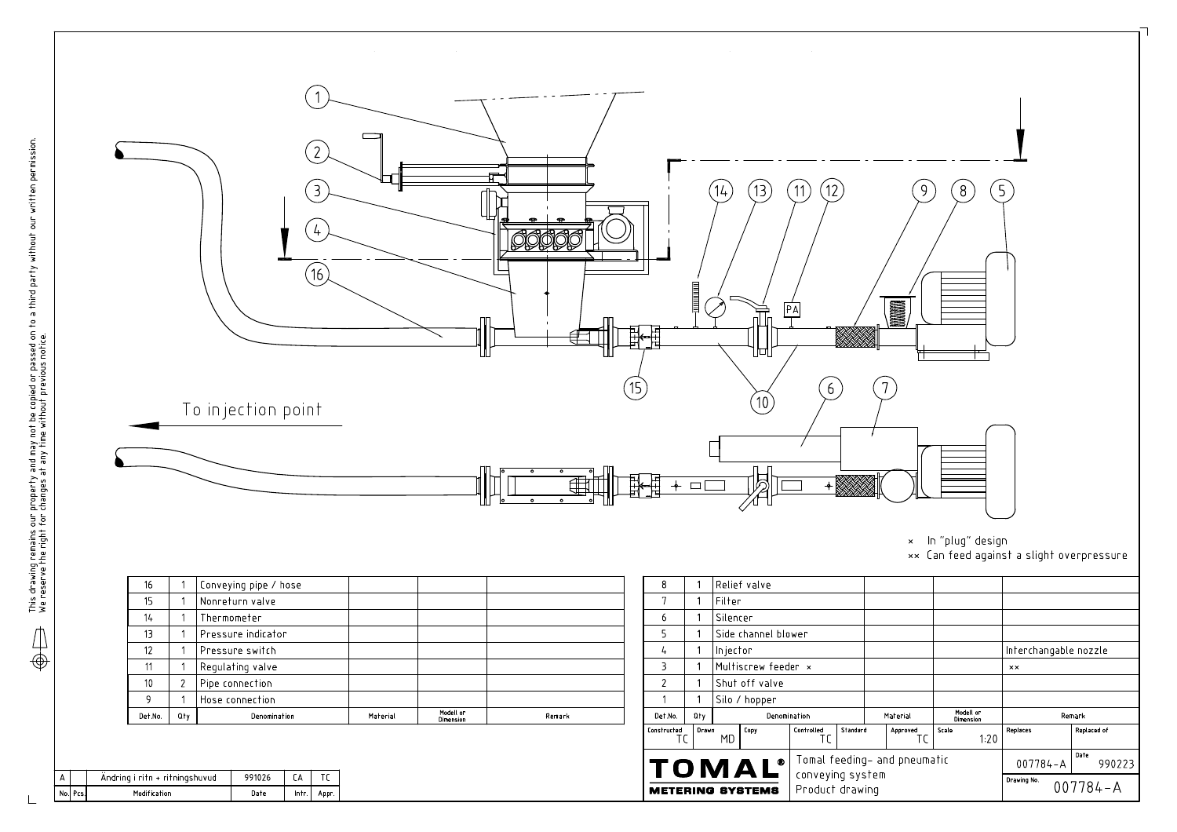This drawing remains our property and may not be copied or passed on to a third party without our written permission. We reserve the right for changes at any time without previous notice.

To injection point

× In "plug" design
×× Can feed against a slight overpressure

| Det.No. | Qty | Denomination | Material | Modell or Dimension | Remark |
|---|---|---|---|---|---|
| 16 | 1 | Conveying pipe / hose | | | |
| 15 | 1 | Nonreturn valve | | | |
| 14 | 1 | Thermometer | | | |
| 13 | 1 | Pressure indicator | | | |
| 12 | 1 | Pressure switch | | | |
| 11 | 1 | Regulating valve | | | |
| 10 | 2 | Pipe connection | | | |
| 9 | 1 | Hose connection | | | |
| 8 | 1 | Relief valve | | | |
| 7 | 1 | Filter | | | |
| 6 | 1 | Silencer | | | |
| 5 | 1 | Side channel blower | | | |
| 4 | 1 | Injector | | | Interchangable nozzle |
| 3 | 1 | Multiscrew feeder × | | | ×× |
| 2 | 1 | Shut off valve | | | |
| 1 | 1 | Silo / hopper | | | |

| No. | Pcs. | Modification | Date | Intr. | Appr. |
|---|---|---|---|---|---|
| A | | Ändring i ritn + ritningshuvud | 991026 | CA | TC |

| Constructed | Drawn | Copy | Controlled | Standard | Approved | Scale | Replaces | Replaced of |
|---|---|---|---|---|---|---|---|---|
| TC | MD | | TC | | TC | 1:20 | 007784-A | |

**TOMAL® METERING SYSTEMS**

Tomal feeding- and pneumatic conveying system
Product drawing

Date: 990223
Drawing No. 007784-A